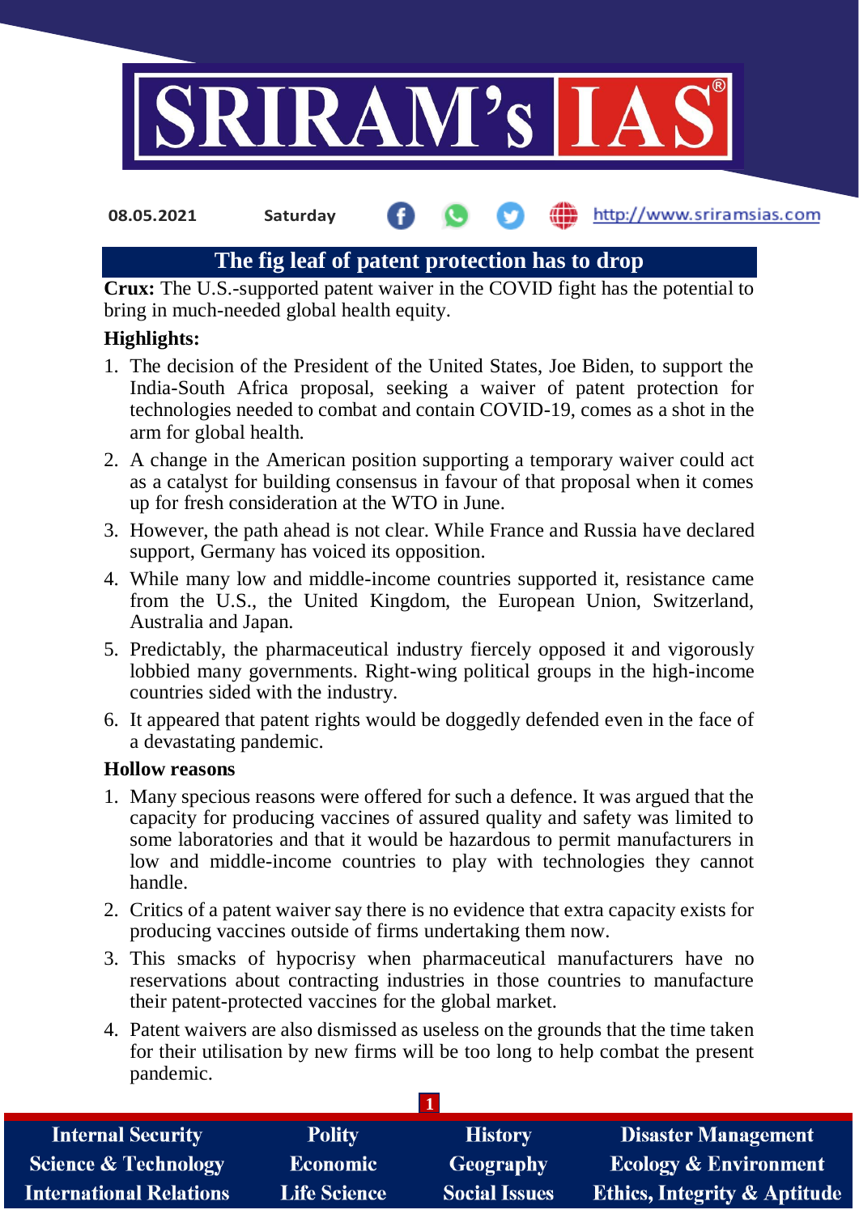08.05.2021 Saturday

# The fig leaf of patent protection has to drop

**Crux:** The U.S.-supported patent waiver in the COVID fight has the potential to bring in much-needed global health equity.

**Highlights:**

1. The decision of the President of the United States, Joe Biden, to support the India-South Africa proposal, seeking a waiver of patent protection for technologies needed to combat and contain COVID-19, comes as a shot in the arm for global health.
2. A change in the American position supporting a temporary waiver could act as a catalyst for building consensus in favour of that proposal when it comes up for fresh consideration at the WTO in June.
3. However, the path ahead is not clear. While France and Russia have declared support, Germany has voiced its opposition.
4. While many low and middle-income countries supported it, resistance came from the U.S., the United Kingdom, the European Union, Switzerland, Australia and Japan.
5. Predictably, the pharmaceutical industry fiercely opposed it and vigorously lobbied many governments. Right-wing political groups in the high-income countries sided with the industry.
6. It appeared that patent rights would be doggedly defended even in the face of a devastating pandemic.

**Hollow reasons**

1. Many specious reasons were offered for such a defence. It was argued that the capacity for producing vaccines of assured quality and safety was limited to some laboratories and that it would be hazardous to permit manufacturers in low and middle-income countries to play with technologies they cannot handle.
2. Critics of a patent waiver say there is no evidence that extra capacity exists for producing vaccines outside of firms undertaking them now.
3. This smacks of hypocrisy when pharmaceutical manufacturers have no reservations about contracting industries in those countries to manufacture their patent-protected vaccines for the global market.
4. Patent waivers are also dismissed as useless on the grounds that the time taken for their utilisation by new firms will be too long to help combat the present pandemic.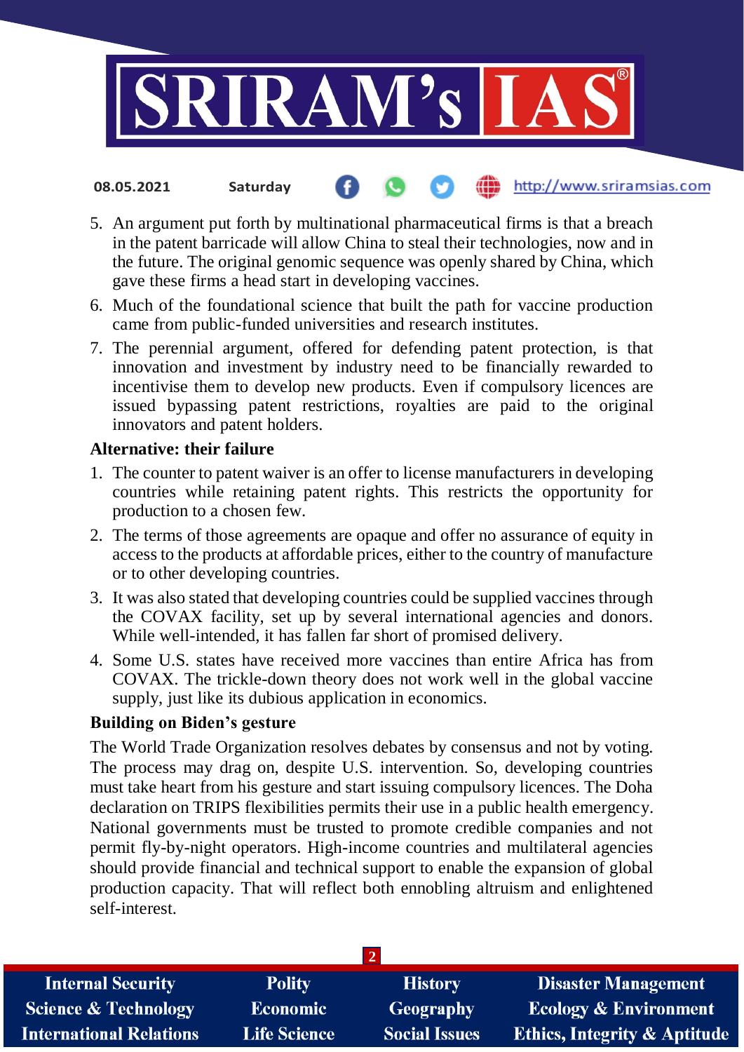5. An argument put forth by multinational pharmaceutical firms is that a breach in the patent barricade will allow China to steal their technologies, now and in the future. The original genomic sequence was openly shared by China, which gave these firms a head start in developing vaccines.
6. Much of the foundational science that built the path for vaccine production came from public-funded universities and research institutes.
7. The perennial argument, offered for defending patent protection, is that innovation and investment by industry need to be financially rewarded to incentivise them to develop new products. Even if compulsory licences are issued bypassing patent restrictions, royalties are paid to the original innovators and patent holders.

**Alternative: their failure**

1. The counter to patent waiver is an offer to license manufacturers in developing countries while retaining patent rights. This restricts the opportunity for production to a chosen few.
2. The terms of those agreements are opaque and offer no assurance of equity in access to the products at affordable prices, either to the country of manufacture or to other developing countries.
3. It was also stated that developing countries could be supplied vaccines through the COVAX facility, set up by several international agencies and donors. While well-intended, it has fallen far short of promised delivery.
4. Some U.S. states have received more vaccines than entire Africa has from COVAX. The trickle-down theory does not work well in the global vaccine supply, just like its dubious application in economics.

**Building on Biden's gesture**

The World Trade Organization resolves debates by consensus and not by voting. The process may drag on, despite U.S. intervention. So, developing countries must take heart from his gesture and start issuing compulsory licences. The Doha declaration on TRIPS flexibilities permits their use in a public health emergency. National governments must be trusted to promote credible companies and not permit fly-by-night operators. High-income countries and multilateral agencies should provide financial and technical support to enable the expansion of global production capacity. That will reflect both ennobling altruism and enlightened self-interest.